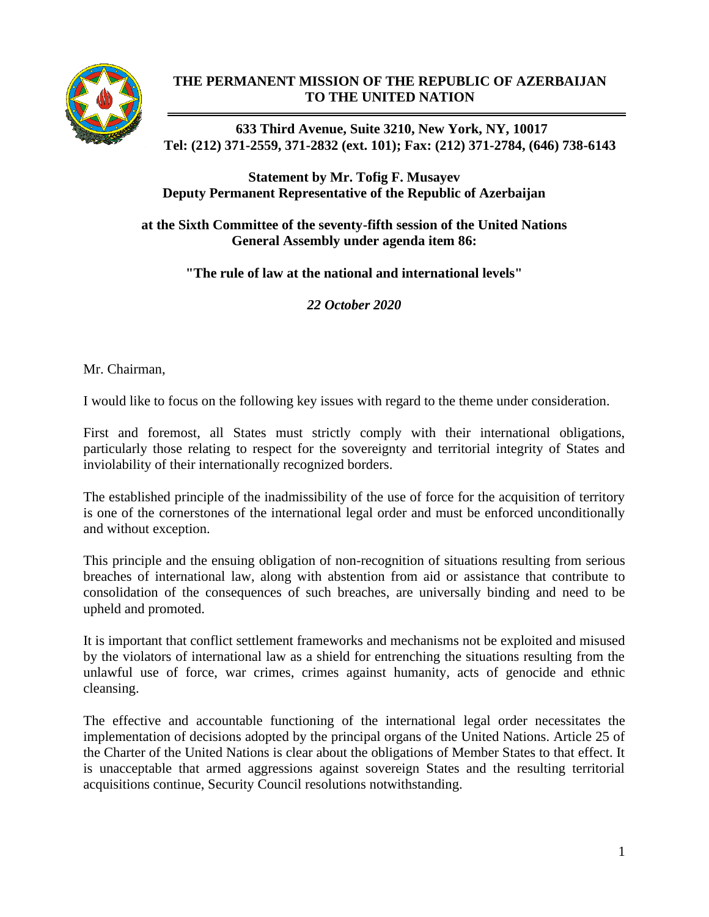**THE PERMANENT MISSION OF THE REPUBLIC OF AZERBAIJAN TO THE UNITED NATION**

**633 Third Avenue, Suite 3210, New York, NY, 10017**
**Tel: (212) 371-2559, 371-2832 (ext. 101); Fax: (212) 371-2784, (646) 738-6143**

**Statement by Mr. Tofig F. Musayev**
**Deputy Permanent Representative of the Republic of Azerbaijan**

**at the Sixth Committee of the seventy-fifth session of the United Nations General Assembly under agenda item 86:**

**"The rule of law at the national and international levels"**

***22 October 2020***

Mr. Chairman,

I would like to focus on the following key issues with regard to the theme under consideration.

First and foremost, all States must strictly comply with their international obligations, particularly those relating to respect for the sovereignty and territorial integrity of States and inviolability of their internationally recognized borders.

The established principle of the inadmissibility of the use of force for the acquisition of territory is one of the cornerstones of the international legal order and must be enforced unconditionally and without exception.

This principle and the ensuing obligation of non-recognition of situations resulting from serious breaches of international law, along with abstention from aid or assistance that contribute to consolidation of the consequences of such breaches, are universally binding and need to be upheld and promoted.

It is important that conflict settlement frameworks and mechanisms not be exploited and misused by the violators of international law as a shield for entrenching the situations resulting from the unlawful use of force, war crimes, crimes against humanity, acts of genocide and ethnic cleansing.

The effective and accountable functioning of the international legal order necessitates the implementation of decisions adopted by the principal organs of the United Nations. Article 25 of the Charter of the United Nations is clear about the obligations of Member States to that effect. It is unacceptable that armed aggressions against sovereign States and the resulting territorial acquisitions continue, Security Council resolutions notwithstanding.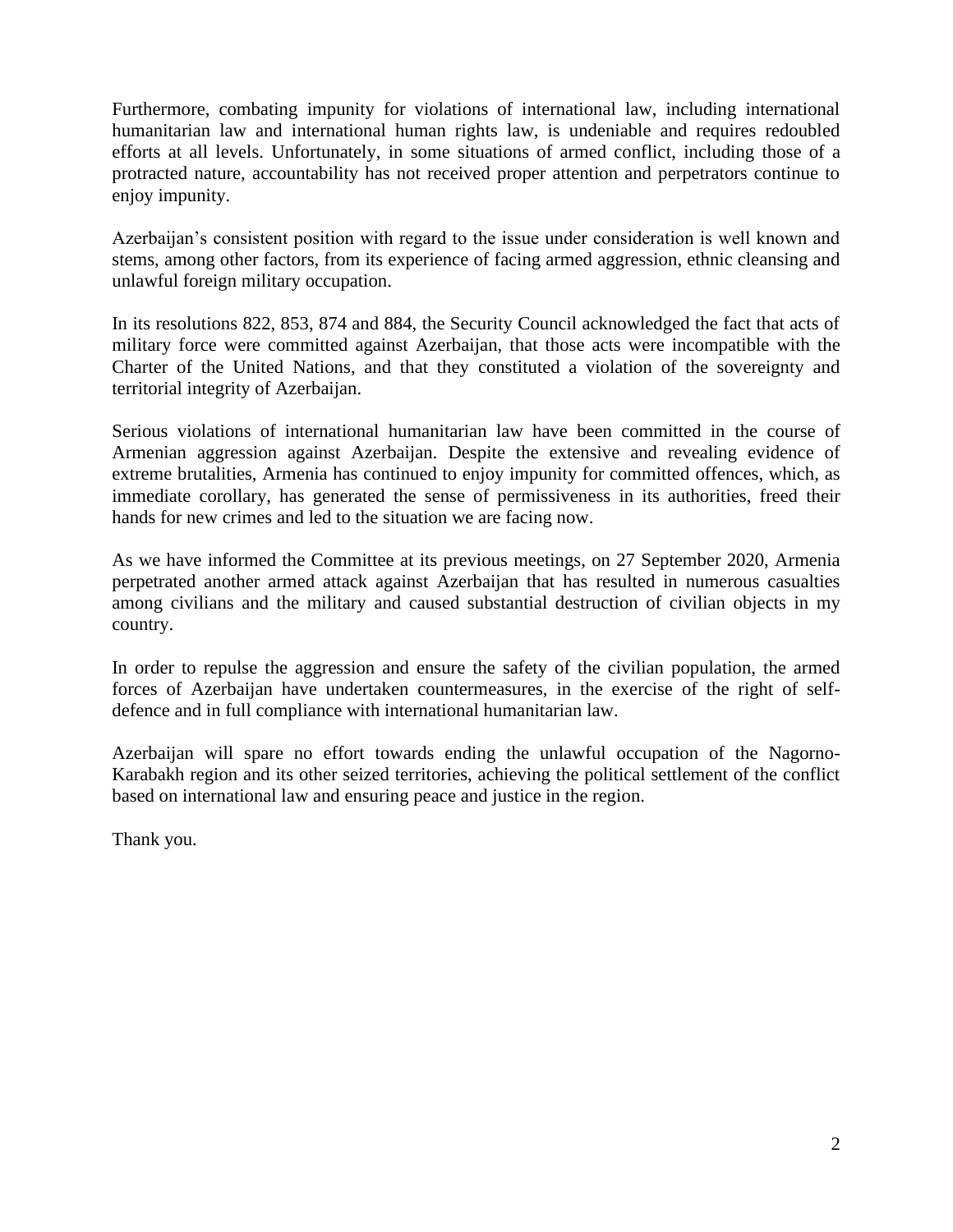Furthermore, combating impunity for violations of international law, including international humanitarian law and international human rights law, is undeniable and requires redoubled efforts at all levels. Unfortunately, in some situations of armed conflict, including those of a protracted nature, accountability has not received proper attention and perpetrators continue to enjoy impunity.

Azerbaijan's consistent position with regard to the issue under consideration is well known and stems, among other factors, from its experience of facing armed aggression, ethnic cleansing and unlawful foreign military occupation.

In its resolutions 822, 853, 874 and 884, the Security Council acknowledged the fact that acts of military force were committed against Azerbaijan, that those acts were incompatible with the Charter of the United Nations, and that they constituted a violation of the sovereignty and territorial integrity of Azerbaijan.

Serious violations of international humanitarian law have been committed in the course of Armenian aggression against Azerbaijan. Despite the extensive and revealing evidence of extreme brutalities, Armenia has continued to enjoy impunity for committed offences, which, as immediate corollary, has generated the sense of permissiveness in its authorities, freed their hands for new crimes and led to the situation we are facing now.

As we have informed the Committee at its previous meetings, on 27 September 2020, Armenia perpetrated another armed attack against Azerbaijan that has resulted in numerous casualties among civilians and the military and caused substantial destruction of civilian objects in my country.

In order to repulse the aggression and ensure the safety of the civilian population, the armed forces of Azerbaijan have undertaken countermeasures, in the exercise of the right of self-defence and in full compliance with international humanitarian law.

Azerbaijan will spare no effort towards ending the unlawful occupation of the Nagorno-Karabakh region and its other seized territories, achieving the political settlement of the conflict based on international law and ensuring peace and justice in the region.

Thank you.